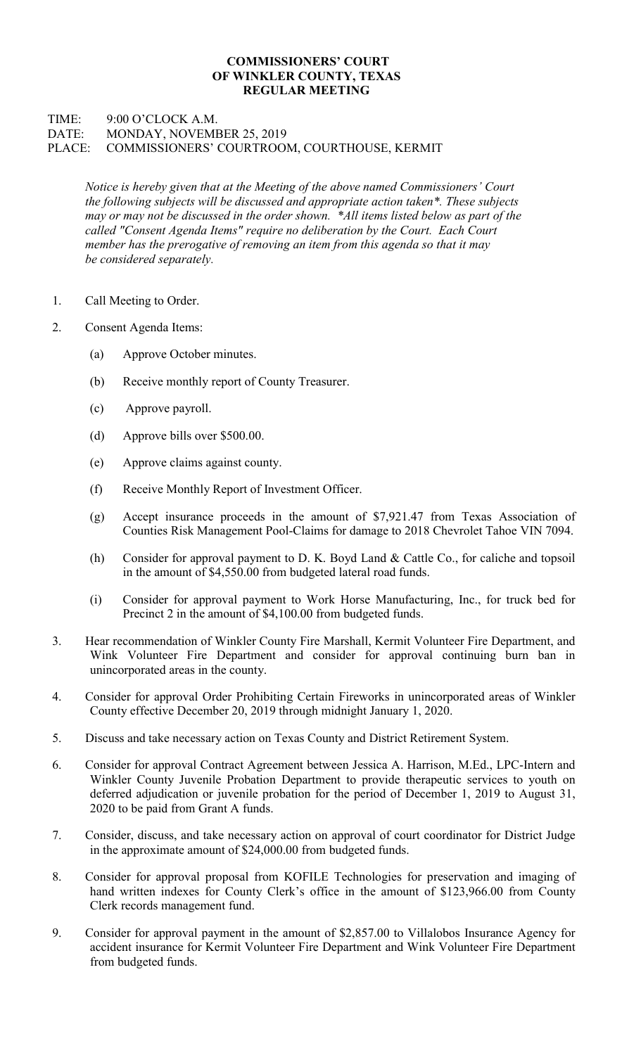**COMMISSIONERS' COURT**
**OF WINKLER COUNTY, TEXAS**
**REGULAR MEETING**

TIME: 9:00 O'CLOCK A.M.
DATE: MONDAY, NOVEMBER 25, 2019
PLACE: COMMISSIONERS' COURTROOM, COURTHOUSE, KERMIT

*Notice is hereby given that at the Meeting of the above named Commissioners' Court the following subjects will be discussed and appropriate action taken*. These subjects may or may not be discussed in the order shown. *All items listed below as part of the called "Consent Agenda Items" require no deliberation by the Court. Each Court member has the prerogative of removing an item from this agenda so that it may be considered separately.*

1. Call Meeting to Order.

2. Consent Agenda Items:

   (a) Approve October minutes.

   (b) Receive monthly report of County Treasurer.

   (c) Approve payroll.

   (d) Approve bills over $500.00.

   (e) Approve claims against county.

   (f) Receive Monthly Report of Investment Officer.

   (g) Accept insurance proceeds in the amount of $7,921.47 from Texas Association of Counties Risk Management Pool-Claims for damage to 2018 Chevrolet Tahoe VIN 7094.

   (h) Consider for approval payment to D. K. Boyd Land & Cattle Co., for caliche and topsoil in the amount of $4,550.00 from budgeted lateral road funds.

   (i) Consider for approval payment to Work Horse Manufacturing, Inc., for truck bed for Precinct 2 in the amount of $4,100.00 from budgeted funds.

3. Hear recommendation of Winkler County Fire Marshall, Kermit Volunteer Fire Department, and Wink Volunteer Fire Department and consider for approval continuing burn ban in unincorporated areas in the county.

4. Consider for approval Order Prohibiting Certain Fireworks in unincorporated areas of Winkler County effective December 20, 2019 through midnight January 1, 2020.

5. Discuss and take necessary action on Texas County and District Retirement System.

6. Consider for approval Contract Agreement between Jessica A. Harrison, M.Ed., LPC-Intern and Winkler County Juvenile Probation Department to provide therapeutic services to youth on deferred adjudication or juvenile probation for the period of December 1, 2019 to August 31, 2020 to be paid from Grant A funds.

7. Consider, discuss, and take necessary action on approval of court coordinator for District Judge in the approximate amount of $24,000.00 from budgeted funds.

8. Consider for approval proposal from KOFILE Technologies for preservation and imaging of hand written indexes for County Clerk's office in the amount of $123,966.00 from County Clerk records management fund.

9. Consider for approval payment in the amount of $2,857.00 to Villalobos Insurance Agency for accident insurance for Kermit Volunteer Fire Department and Wink Volunteer Fire Department from budgeted funds.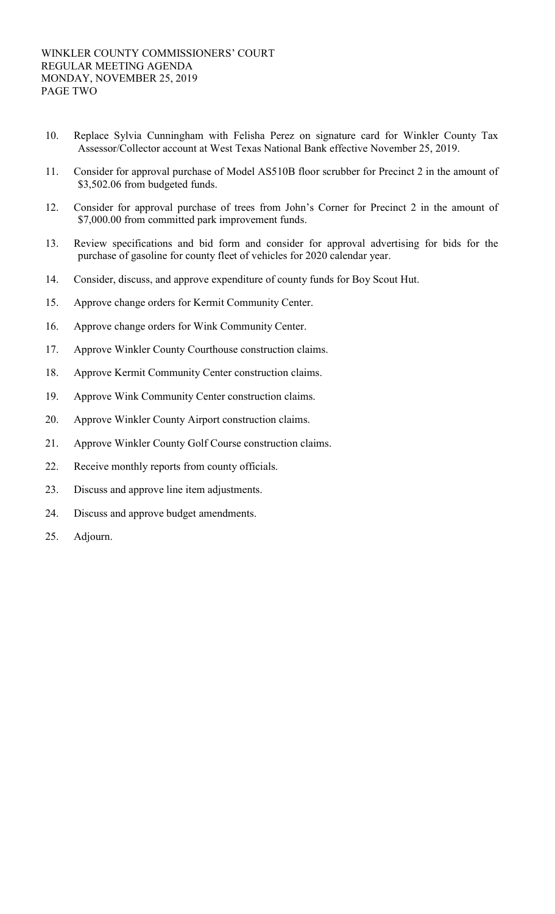10. Replace Sylvia Cunningham with Felisha Perez on signature card for Winkler County Tax Assessor/Collector account at West Texas National Bank effective November 25, 2019.
11. Consider for approval purchase of Model AS510B floor scrubber for Precinct 2 in the amount of $3,502.06 from budgeted funds.
12. Consider for approval purchase of trees from John's Corner for Precinct 2 in the amount of $7,000.00 from committed park improvement funds.
13. Review specifications and bid form and consider for approval advertising for bids for the purchase of gasoline for county fleet of vehicles for 2020 calendar year.
14. Consider, discuss, and approve expenditure of county funds for Boy Scout Hut.
15. Approve change orders for Kermit Community Center.
16. Approve change orders for Wink Community Center.
17. Approve Winkler County Courthouse construction claims.
18. Approve Kermit Community Center construction claims.
19. Approve Wink Community Center construction claims.
20. Approve Winkler County Airport construction claims.
21. Approve Winkler County Golf Course construction claims.
22. Receive monthly reports from county officials.
23. Discuss and approve line item adjustments.
24. Discuss and approve budget amendments.
25. Adjourn.